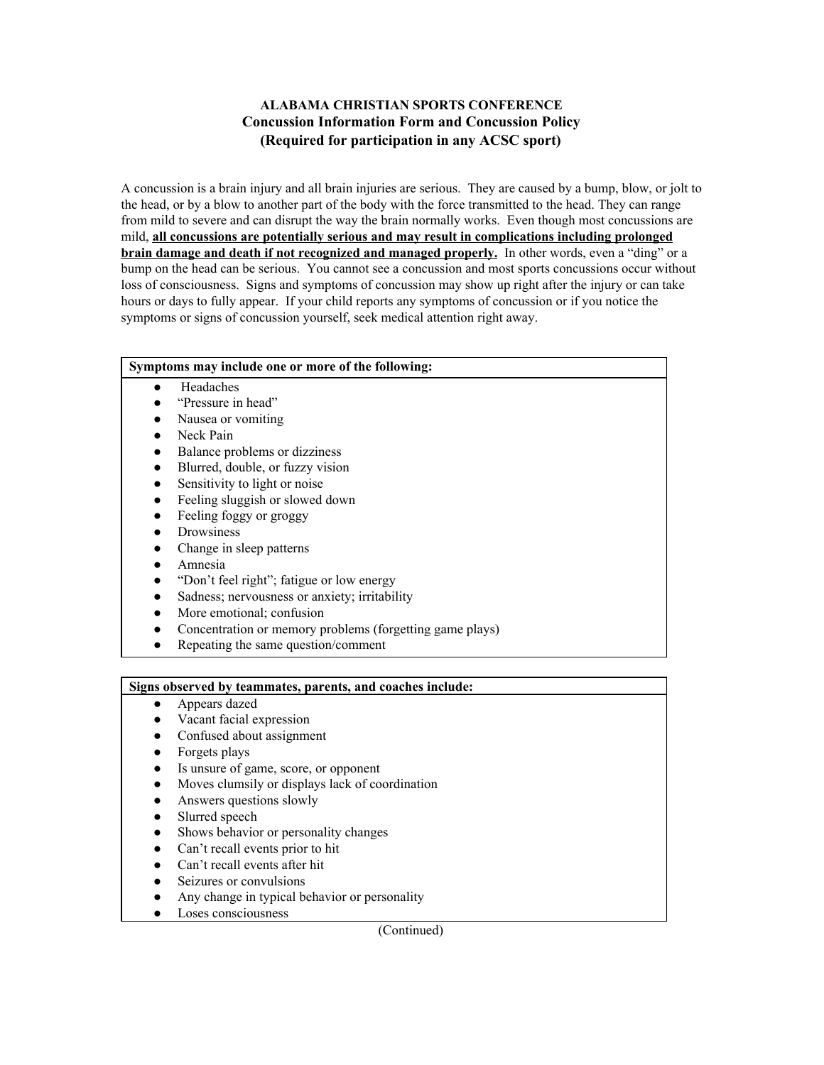**ALABAMA CHRISTIAN SPORTS CONFERENCE**
**Concussion Information Form and Concussion Policy**
**(Required for participation in any ACSC sport)**

A concussion is a brain injury and all brain injuries are serious. They are caused by a bump, blow, or jolt to the head, or by a blow to another part of the body with the force transmitted to the head. They can range from mild to severe and can disrupt the way the brain normally works. Even though most concussions are mild, **all concussions are potentially serious and may result in complications including prolonged brain damage and death if not recognized and managed properly.** In other words, even a "ding" or a bump on the head can be serious. You cannot see a concussion and most sports concussions occur without loss of consciousness. Signs and symptoms of concussion may show up right after the injury or can take hours or days to fully appear. If your child reports any symptoms of concussion or if you notice the symptoms or signs of concussion yourself, seek medical attention right away.

**Symptoms may include one or more of the following:**

- Headaches
- "Pressure in head"
- Nausea or vomiting
- Neck Pain
- Balance problems or dizziness
- Blurred, double, or fuzzy vision
- Sensitivity to light or noise
- Feeling sluggish or slowed down
- Feeling foggy or groggy
- Drowsiness
- Change in sleep patterns
- Amnesia
- "Don't feel right"; fatigue or low energy
- Sadness; nervousness or anxiety; irritability
- More emotional; confusion
- Concentration or memory problems (forgetting game plays)
- Repeating the same question/comment

**Signs observed by teammates, parents, and coaches include:**

- Appears dazed
- Vacant facial expression
- Confused about assignment
- Forgets plays
- Is unsure of game, score, or opponent
- Moves clumsily or displays lack of coordination
- Answers questions slowly
- Slurred speech
- Shows behavior or personality changes
- Can't recall events prior to hit
- Can't recall events after hit
- Seizures or convulsions
- Any change in typical behavior or personality
- Loses consciousness

(Continued)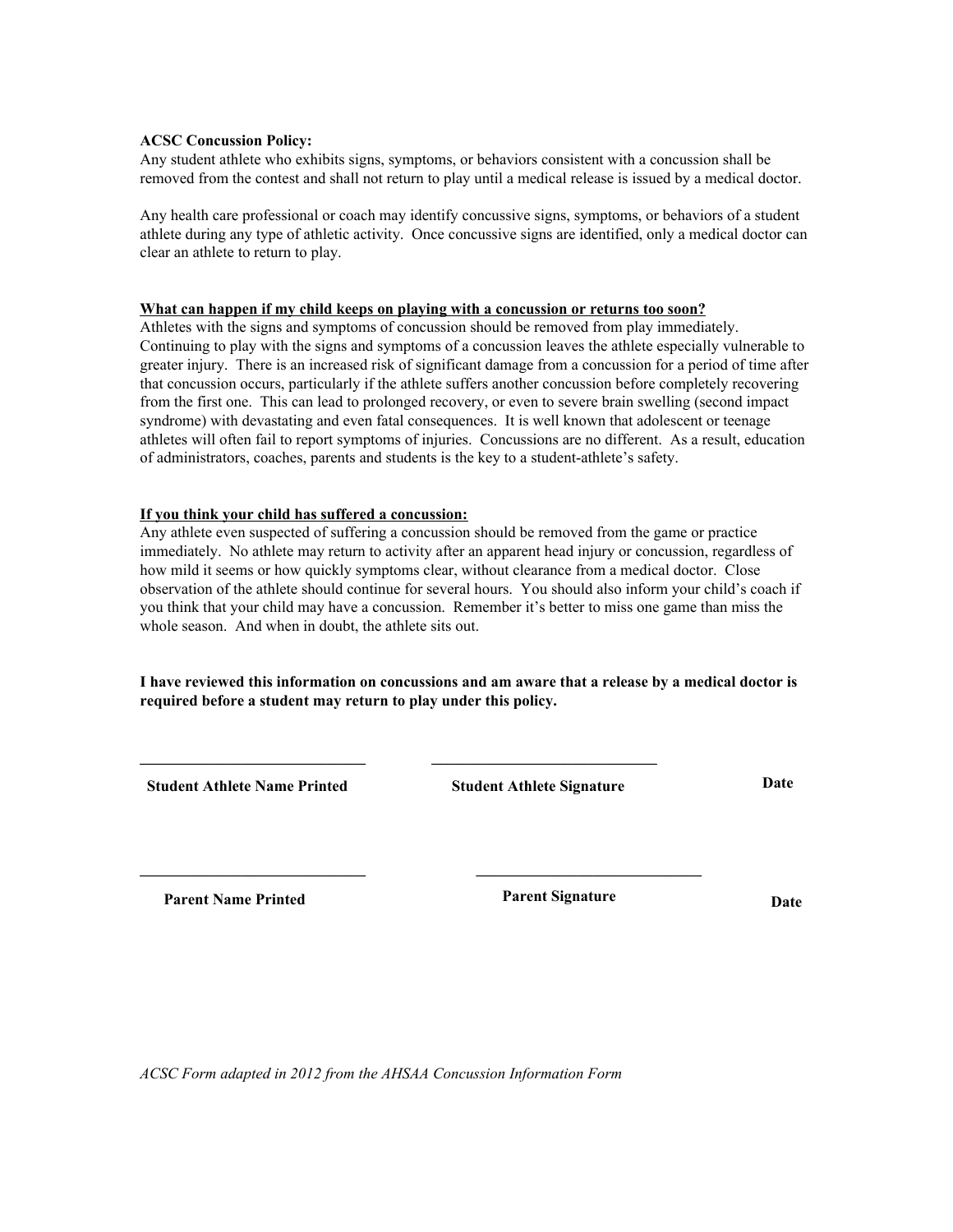**ACSC Concussion Policy:**

Any student athlete who exhibits signs, symptoms, or behaviors consistent with a concussion shall be removed from the contest and shall not return to play until a medical release is issued by a medical doctor.

Any health care professional or coach may identify concussive signs, symptoms, or behaviors of a student athlete during any type of athletic activity. Once concussive signs are identified, only a medical doctor can clear an athlete to return to play.

**<u>What can happen if my child keeps on playing with a concussion or returns too soon?</u>**

Athletes with the signs and symptoms of concussion should be removed from play immediately. Continuing to play with the signs and symptoms of a concussion leaves the athlete especially vulnerable to greater injury. There is an increased risk of significant damage from a concussion for a period of time after that concussion occurs, particularly if the athlete suffers another concussion before completely recovering from the first one. This can lead to prolonged recovery, or even to severe brain swelling (second impact syndrome) with devastating and even fatal consequences. It is well known that adolescent or teenage athletes will often fail to report symptoms of injuries. Concussions are no different. As a result, education of administrators, coaches, parents and students is the key to a student-athlete's safety.

**<u>If you think your child has suffered a concussion:</u>**

Any athlete even suspected of suffering a concussion should be removed from the game or practice immediately. No athlete may return to activity after an apparent head injury or concussion, regardless of how mild it seems or how quickly symptoms clear, without clearance from a medical doctor. Close observation of the athlete should continue for several hours. You should also inform your child's coach if you think that your child may have a concussion. Remember it's better to miss one game than miss the whole season. And when in doubt, the athlete sits out.

**I have reviewed this information on concussions and am aware that a release by a medical doctor is required before a student may return to play under this policy.**

\_\_\_\_\_\_\_\_\_\_\_\_\_\_\_\_\_\_\_\_\_\_\_\_\_\_\_\_\_\_ \_\_\_\_\_\_\_\_\_\_\_\_\_\_\_\_\_\_\_\_\_\_\_\_\_\_\_\_\_\_

**Student Athlete Name Printed** **Student Athlete Signature** **Date**

\_\_\_\_\_\_\_\_\_\_\_\_\_\_\_\_\_\_\_\_\_\_\_\_\_\_\_\_\_\_ \_\_\_\_\_\_\_\_\_\_\_\_\_\_\_\_\_\_\_\_\_\_\_\_\_\_\_\_\_\_

**Parent Name Printed** **Parent Signature** **Date**

*ACSC Form adapted in 2012 from the AHSAA Concussion Information Form*